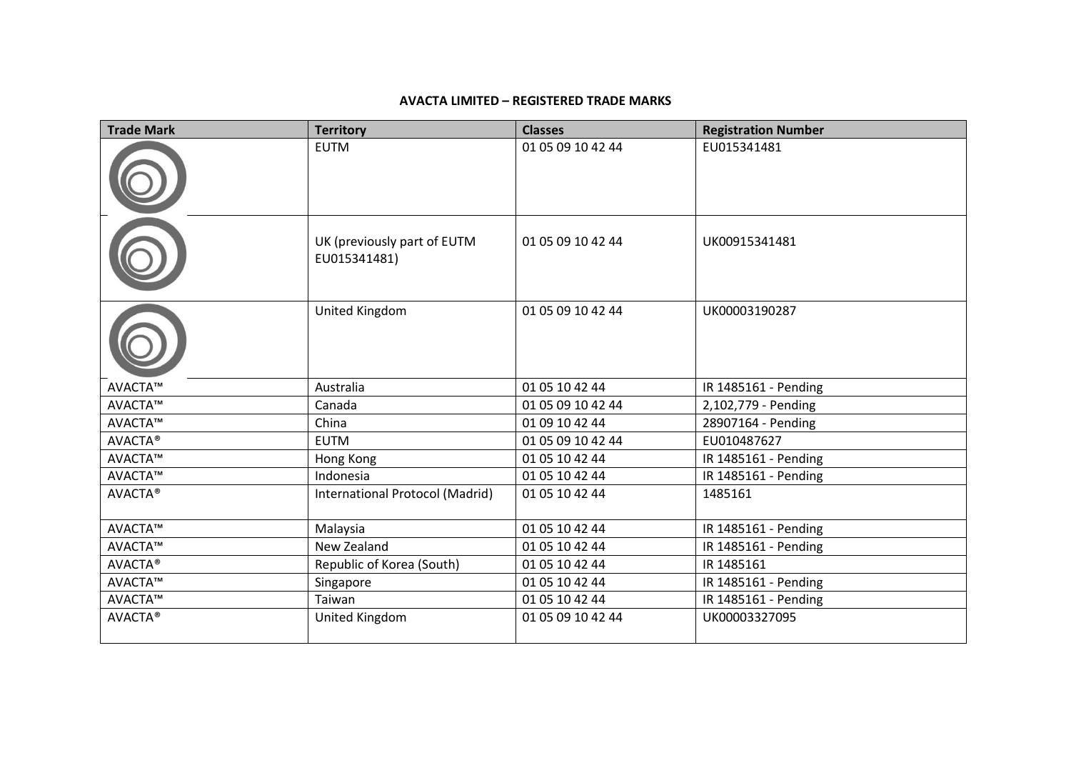**AVACTA LIMITED – REGISTERED TRADE MARKS**

| Trade Mark | Territory | Classes | Registration Number |
|---|---|---|---|
| | EUTM | 01 05 09 10 42 44 | EU015341481 |
| | UK (previously part of EUTM EU015341481) | 01 05 09 10 42 44 | UK00915341481 |
| | United Kingdom | 01 05 09 10 42 44 | UK00003190287 |
| AVACTA™ | Australia | 01 05 10 42 44 | IR 1485161 - Pending |
| AVACTA™ | Canada | 01 05 09 10 42 44 | 2,102,779 - Pending |
| AVACTA™ | China | 01 09 10 42 44 | 28907164 - Pending |
| AVACTA® | EUTM | 01 05 09 10 42 44 | EU010487627 |
| AVACTA™ | Hong Kong | 01 05 10 42 44 | IR 1485161 - Pending |
| AVACTA™ | Indonesia | 01 05 10 42 44 | IR 1485161 - Pending |
| AVACTA® | International Protocol (Madrid) | 01 05 10 42 44 | 1485161 |
| AVACTA™ | Malaysia | 01 05 10 42 44 | IR 1485161 - Pending |
| AVACTA™ | New Zealand | 01 05 10 42 44 | IR 1485161 - Pending |
| AVACTA® | Republic of Korea (South) | 01 05 10 42 44 | IR 1485161 |
| AVACTA™ | Singapore | 01 05 10 42 44 | IR 1485161 - Pending |
| AVACTA™ | Taiwan | 01 05 10 42 44 | IR 1485161 - Pending |
| AVACTA® | United Kingdom | 01 05 09 10 42 44 | UK00003327095 |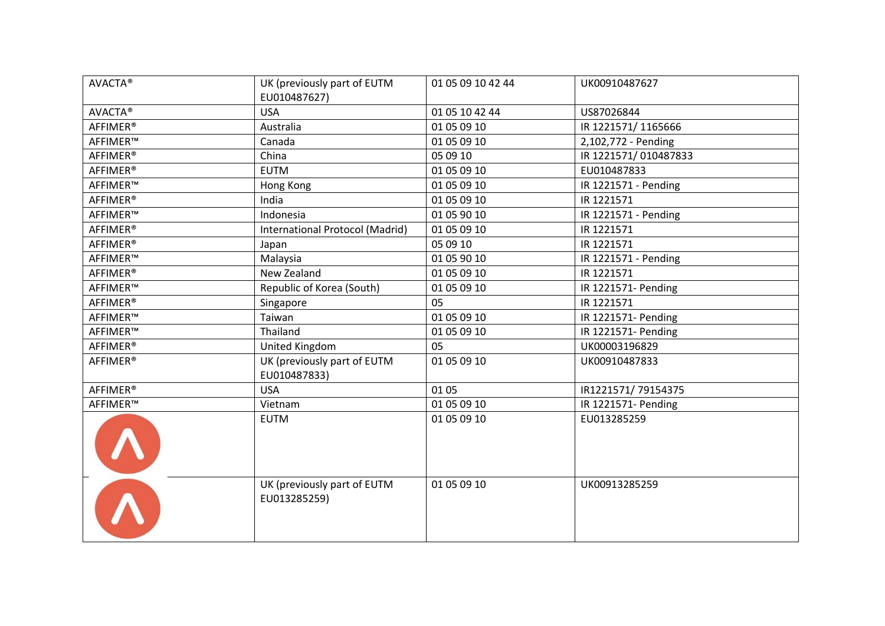| | | | |
|---|---|---|---|
| AVACTA® | UK (previously part of EUTM EU010487627) | 01 05 09 10 42 44 | UK00910487627 |
| AVACTA® | USA | 01 05 10 42 44 | US87026844 |
| AFFIMER® | Australia | 01 05 09 10 | IR 1221571/ 1165666 |
| AFFIMER™ | Canada | 01 05 09 10 | 2,102,772 - Pending |
| AFFIMER® | China | 05 09 10 | IR 1221571/ 010487833 |
| AFFIMER® | EUTM | 01 05 09 10 | EU010487833 |
| AFFIMER™ | Hong Kong | 01 05 09 10 | IR 1221571 - Pending |
| AFFIMER® | India | 01 05 09 10 | IR 1221571 |
| AFFIMER™ | Indonesia | 01 05 90 10 | IR 1221571 - Pending |
| AFFIMER® | International Protocol (Madrid) | 01 05 09 10 | IR 1221571 |
| AFFIMER® | Japan | 05 09 10 | IR 1221571 |
| AFFIMER™ | Malaysia | 01 05 90 10 | IR 1221571 - Pending |
| AFFIMER® | New Zealand | 01 05 09 10 | IR 1221571 |
| AFFIMER™ | Republic of Korea (South) | 01 05 09 10 | IR 1221571- Pending |
| AFFIMER® | Singapore | 05 | IR 1221571 |
| AFFIMER™ | Taiwan | 01 05 09 10 | IR 1221571- Pending |
| AFFIMER™ | Thailand | 01 05 09 10 | IR 1221571- Pending |
| AFFIMER® | United Kingdom | 05 | UK00003196829 |
| AFFIMER® | UK (previously part of EUTM EU010487833) | 01 05 09 10 | UK00910487833 |
| AFFIMER® | USA | 01 05 | IR1221571/ 79154375 |
| AFFIMER™ | Vietnam | 01 05 09 10 | IR 1221571- Pending |
| | EUTM | 01 05 09 10 | EU013285259 |
| | UK (previously part of EUTM EU013285259) | 01 05 09 10 | UK00913285259 |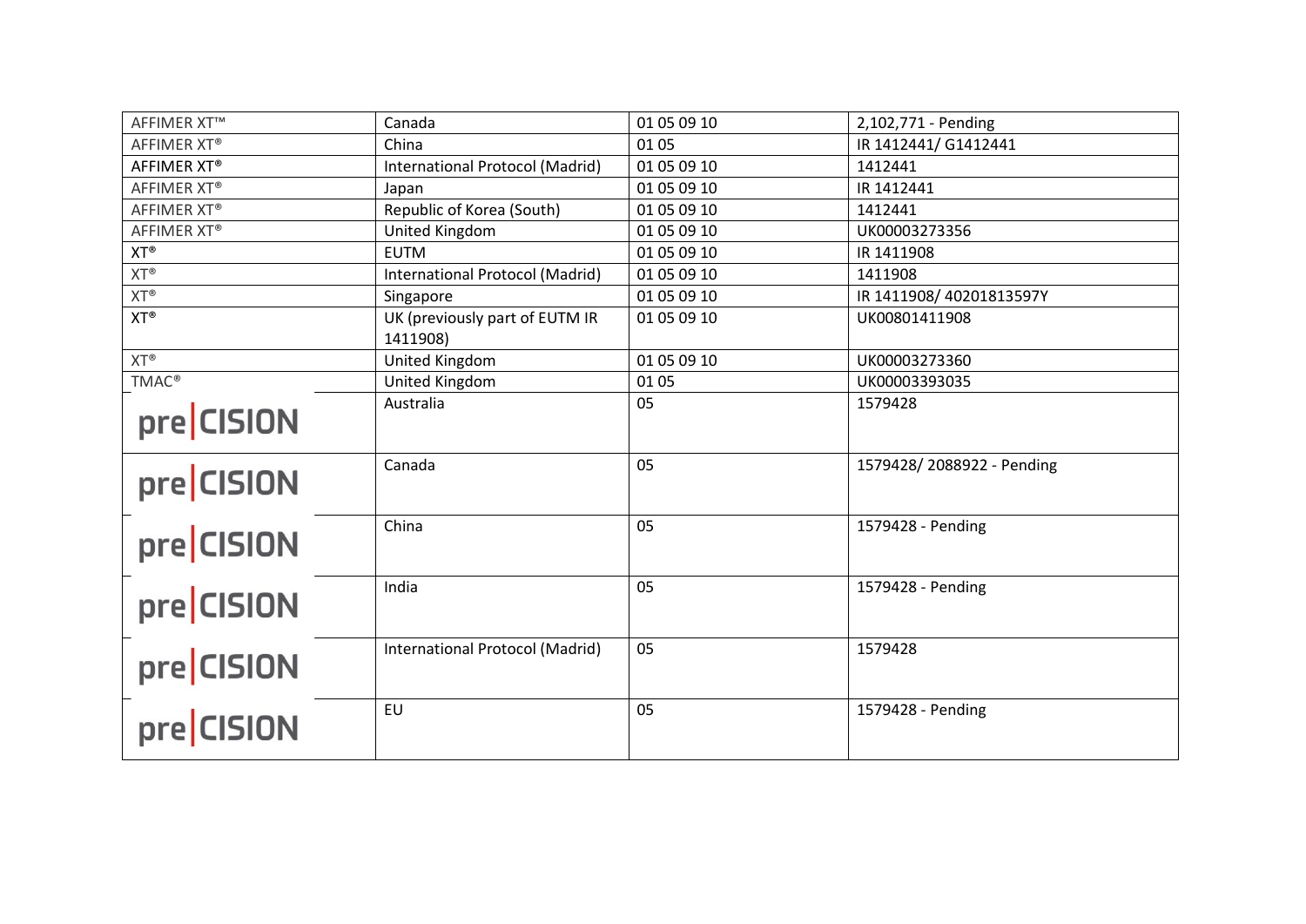| AFFIMER XT™ | Canada | 01 05 09 10 | 2,102,771 - Pending |
|---|---|---|---|
| AFFIMER XT® | China | 01 05 | IR 1412441/ G1412441 |
| AFFIMER XT® | International Protocol (Madrid) | 01 05 09 10 | 1412441 |
| AFFIMER XT® | Japan | 01 05 09 10 | IR 1412441 |
| AFFIMER XT® | Republic of Korea (South) | 01 05 09 10 | 1412441 |
| AFFIMER XT® | United Kingdom | 01 05 09 10 | UK00003273356 |
| XT® | EUTM | 01 05 09 10 | IR 1411908 |
| XT® | International Protocol (Madrid) | 01 05 09 10 | 1411908 |
| XT® | Singapore | 01 05 09 10 | IR 1411908/ 40201813597Y |
| XT® | UK (previously part of EUTM IR 1411908) | 01 05 09 10 | UK00801411908 |
| XT® | United Kingdom | 01 05 09 10 | UK00003273360 |
| TMAC® | United Kingdom | 01 05 | UK00003393035 |
| pre\|CISION | Australia | 05 | 1579428 |
| pre\|CISION | Canada | 05 | 1579428/ 2088922 - Pending |
| pre\|CISION | China | 05 | 1579428 - Pending |
| pre\|CISION | India | 05 | 1579428 - Pending |
| pre\|CISION | International Protocol (Madrid) | 05 | 1579428 |
| pre\|CISION | EU | 05 | 1579428 - Pending |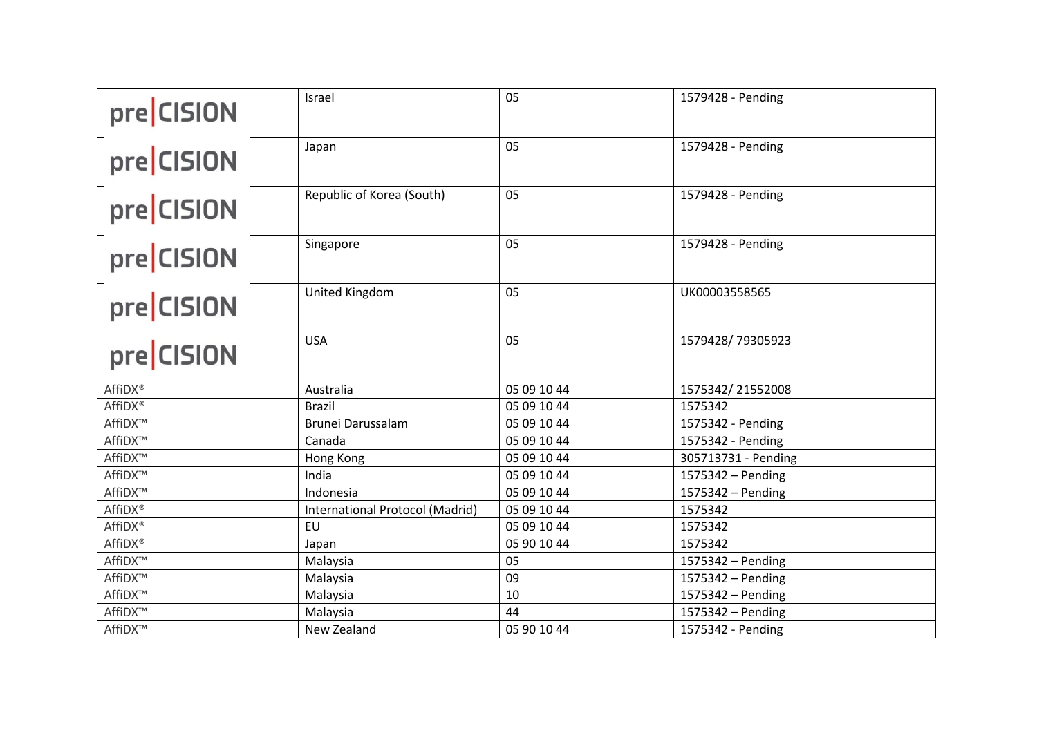| | | | |
|---|---|---|---|
| pre\|CISION | Israel | 05 | 1579428 - Pending |
| pre\|CISION | Japan | 05 | 1579428 - Pending |
| pre\|CISION | Republic of Korea (South) | 05 | 1579428 - Pending |
| pre\|CISION | Singapore | 05 | 1579428 - Pending |
| pre\|CISION | United Kingdom | 05 | UK00003558565 |
| pre\|CISION | USA | 05 | 1579428/ 79305923 |
| AffiDX® | Australia | 05 09 10 44 | 1575342/ 21552008 |
| AffiDX® | Brazil | 05 09 10 44 | 1575342 |
| AffiDX™ | Brunei Darussalam | 05 09 10 44 | 1575342 - Pending |
| AffiDX™ | Canada | 05 09 10 44 | 1575342 - Pending |
| AffiDX™ | Hong Kong | 05 09 10 44 | 305713731 - Pending |
| AffiDX™ | India | 05 09 10 44 | 1575342 – Pending |
| AffiDX™ | Indonesia | 05 09 10 44 | 1575342 – Pending |
| AffiDX® | International Protocol (Madrid) | 05 09 10 44 | 1575342 |
| AffiDX® | EU | 05 09 10 44 | 1575342 |
| AffiDX® | Japan | 05 90 10 44 | 1575342 |
| AffiDX™ | Malaysia | 05 | 1575342 – Pending |
| AffiDX™ | Malaysia | 09 | 1575342 – Pending |
| AffiDX™ | Malaysia | 10 | 1575342 – Pending |
| AffiDX™ | Malaysia | 44 | 1575342 – Pending |
| AffiDX™ | New Zealand | 05 90 10 44 | 1575342 - Pending |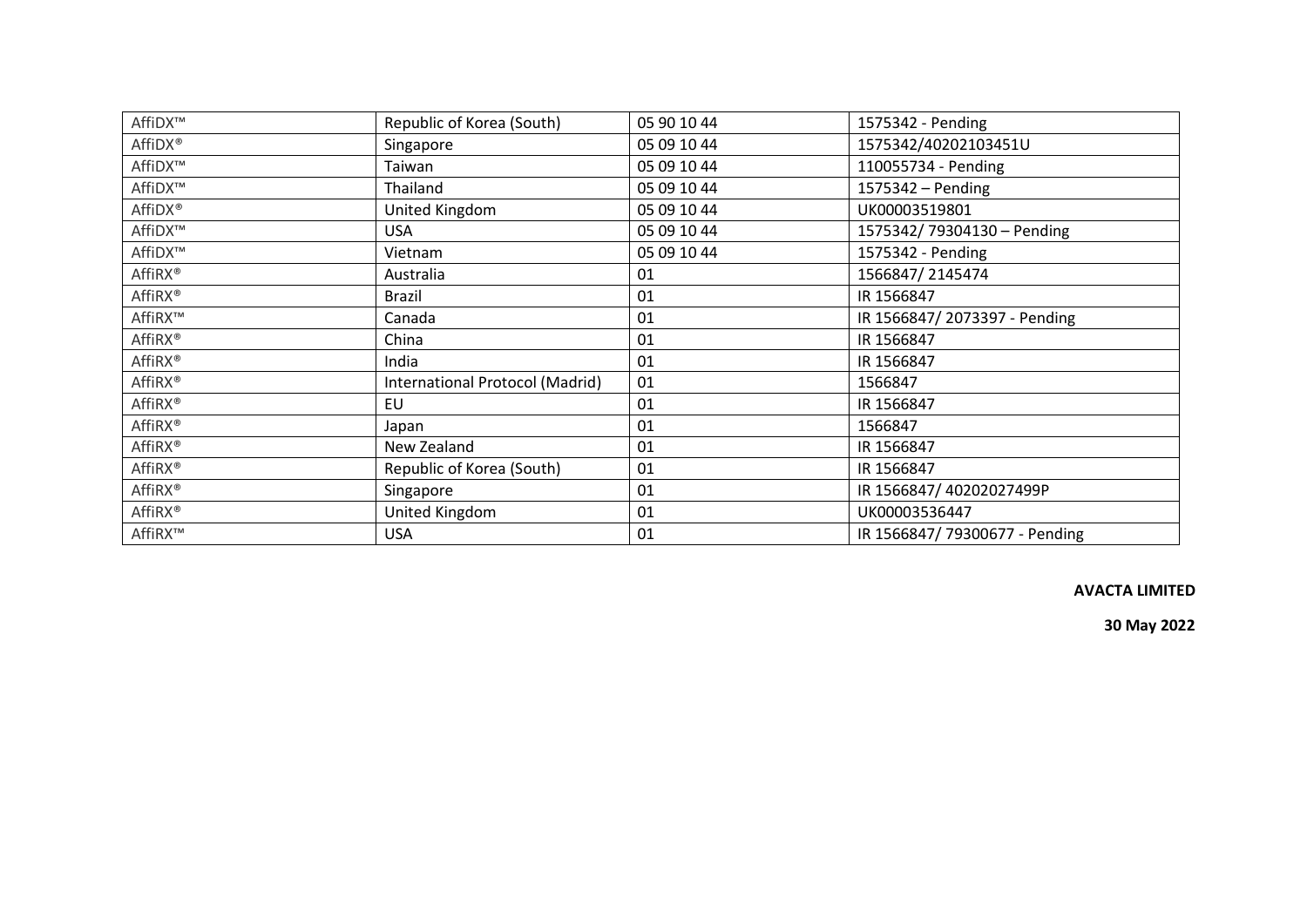| | | | |
|---|---|---|---|
| AffiDX™ | Republic of Korea (South) | 05 90 10 44 | 1575342 - Pending |
| AffiDX® | Singapore | 05 09 10 44 | 1575342/40202103451U |
| AffiDX™ | Taiwan | 05 09 10 44 | 110055734 - Pending |
| AffiDX™ | Thailand | 05 09 10 44 | 1575342 – Pending |
| AffiDX® | United Kingdom | 05 09 10 44 | UK00003519801 |
| AffiDX™ | USA | 05 09 10 44 | 1575342/ 79304130 – Pending |
| AffiDX™ | Vietnam | 05 09 10 44 | 1575342 - Pending |
| AffiRX® | Australia | 01 | 1566847/ 2145474 |
| AffiRX® | Brazil | 01 | IR 1566847 |
| AffiRX™ | Canada | 01 | IR 1566847/ 2073397 - Pending |
| AffiRX® | China | 01 | IR 1566847 |
| AffiRX® | India | 01 | IR 1566847 |
| AffiRX® | International Protocol (Madrid) | 01 | 1566847 |
| AffiRX® | EU | 01 | IR 1566847 |
| AffiRX® | Japan | 01 | 1566847 |
| AffiRX® | New Zealand | 01 | IR 1566847 |
| AffiRX® | Republic of Korea (South) | 01 | IR 1566847 |
| AffiRX® | Singapore | 01 | IR 1566847/ 40202027499P |
| AffiRX® | United Kingdom | 01 | UK00003536447 |
| AffiRX™ | USA | 01 | IR 1566847/ 79300677 - Pending |

**AVACTA LIMITED**

**30 May 2022**